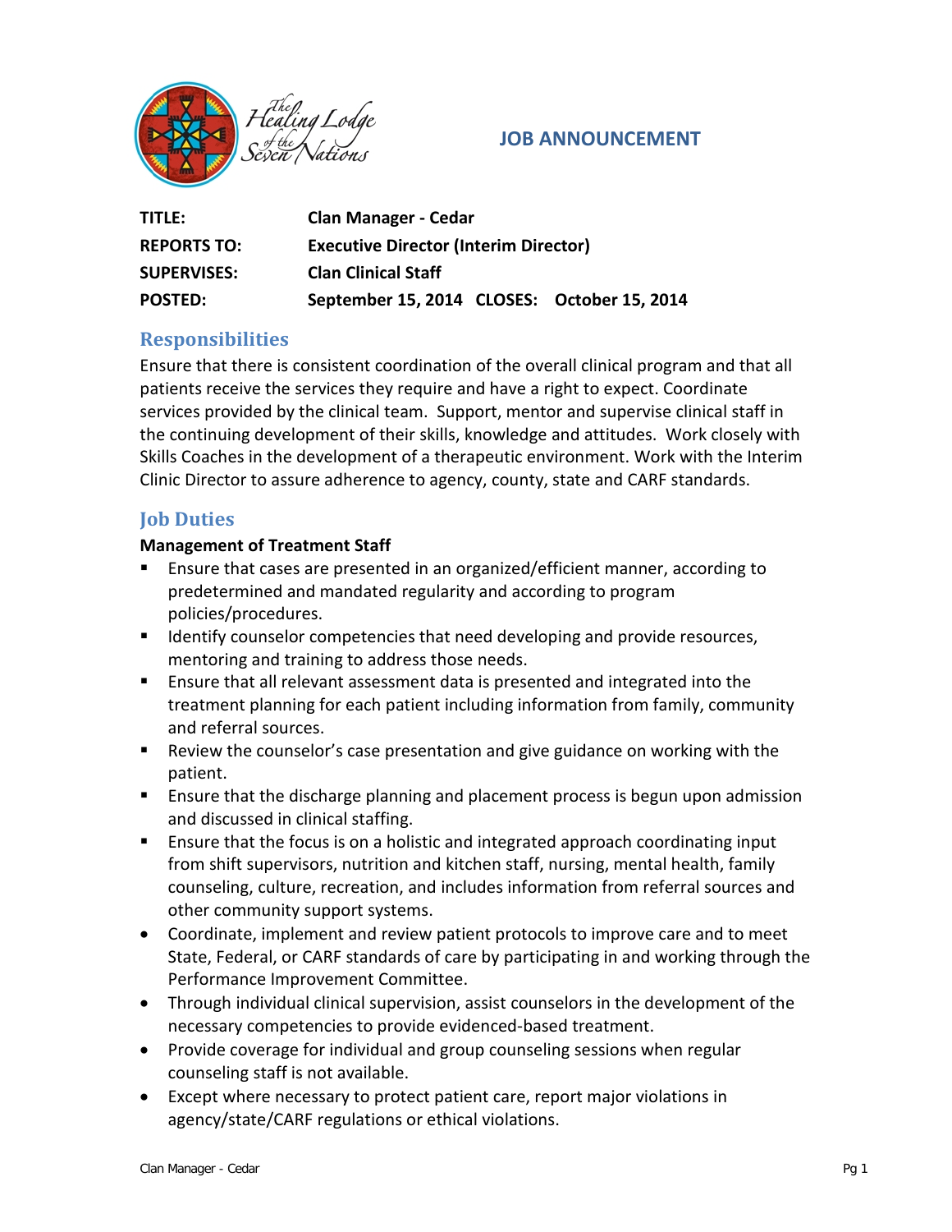The Healing Lodge of the Seven Nations

# JOB ANNOUNCEMENT

| | |
|---|---|
| **TITLE:** | **Clan Manager - Cedar** |
| **REPORTS TO:** | **Executive Director (Interim Director)** |
| **SUPERVISES:** | **Clan Clinical Staff** |
| **POSTED:** | **September 15, 2014 CLOSES: October 15, 2014** |

## Responsibilities

Ensure that there is consistent coordination of the overall clinical program and that all patients receive the services they require and have a right to expect. Coordinate services provided by the clinical team. Support, mentor and supervise clinical staff in the continuing development of their skills, knowledge and attitudes. Work closely with Skills Coaches in the development of a therapeutic environment. Work with the Interim Clinic Director to assure adherence to agency, county, state and CARF standards.

## Job Duties

**Management of Treatment Staff**

- Ensure that cases are presented in an organized/efficient manner, according to predetermined and mandated regularity and according to program policies/procedures.
- Identify counselor competencies that need developing and provide resources, mentoring and training to address those needs.
- Ensure that all relevant assessment data is presented and integrated into the treatment planning for each patient including information from family, community and referral sources.
- Review the counselor's case presentation and give guidance on working with the patient.
- Ensure that the discharge planning and placement process is begun upon admission and discussed in clinical staffing.
- Ensure that the focus is on a holistic and integrated approach coordinating input from shift supervisors, nutrition and kitchen staff, nursing, mental health, family counseling, culture, recreation, and includes information from referral sources and other community support systems.
- Coordinate, implement and review patient protocols to improve care and to meet State, Federal, or CARF standards of care by participating in and working through the Performance Improvement Committee.
- Through individual clinical supervision, assist counselors in the development of the necessary competencies to provide evidenced-based treatment.
- Provide coverage for individual and group counseling sessions when regular counseling staff is not available.
- Except where necessary to protect patient care, report major violations in agency/state/CARF regulations or ethical violations.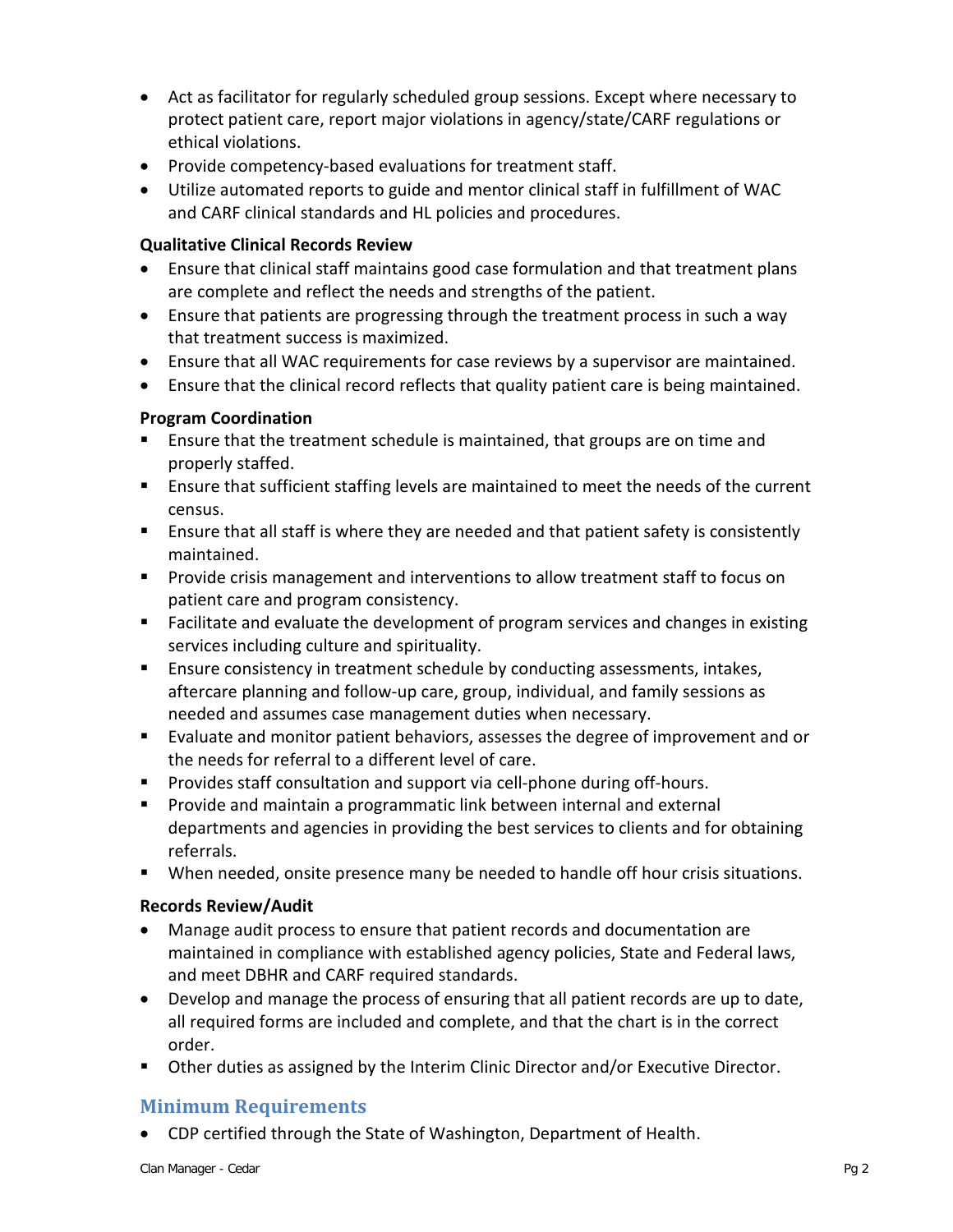- Act as facilitator for regularly scheduled group sessions. Except where necessary to protect patient care, report major violations in agency/state/CARF regulations or ethical violations.
- Provide competency-based evaluations for treatment staff.
- Utilize automated reports to guide and mentor clinical staff in fulfillment of WAC and CARF clinical standards and HL policies and procedures.

**Qualitative Clinical Records Review**

- Ensure that clinical staff maintains good case formulation and that treatment plans are complete and reflect the needs and strengths of the patient.
- Ensure that patients are progressing through the treatment process in such a way that treatment success is maximized.
- Ensure that all WAC requirements for case reviews by a supervisor are maintained.
- Ensure that the clinical record reflects that quality patient care is being maintained.

**Program Coordination**

- Ensure that the treatment schedule is maintained, that groups are on time and properly staffed.
- Ensure that sufficient staffing levels are maintained to meet the needs of the current census.
- Ensure that all staff is where they are needed and that patient safety is consistently maintained.
- Provide crisis management and interventions to allow treatment staff to focus on patient care and program consistency.
- Facilitate and evaluate the development of program services and changes in existing services including culture and spirituality.
- Ensure consistency in treatment schedule by conducting assessments, intakes, aftercare planning and follow-up care, group, individual, and family sessions as needed and assumes case management duties when necessary.
- Evaluate and monitor patient behaviors, assesses the degree of improvement and or the needs for referral to a different level of care.
- Provides staff consultation and support via cell-phone during off-hours.
- Provide and maintain a programmatic link between internal and external departments and agencies in providing the best services to clients and for obtaining referrals.
- When needed, onsite presence many be needed to handle off hour crisis situations.

**Records Review/Audit**

- Manage audit process to ensure that patient records and documentation are maintained in compliance with established agency policies, State and Federal laws, and meet DBHR and CARF required standards.
- Develop and manage the process of ensuring that all patient records are up to date, all required forms are included and complete, and that the chart is in the correct order.
- Other duties as assigned by the Interim Clinic Director and/or Executive Director.

## Minimum Requirements

- CDP certified through the State of Washington, Department of Health.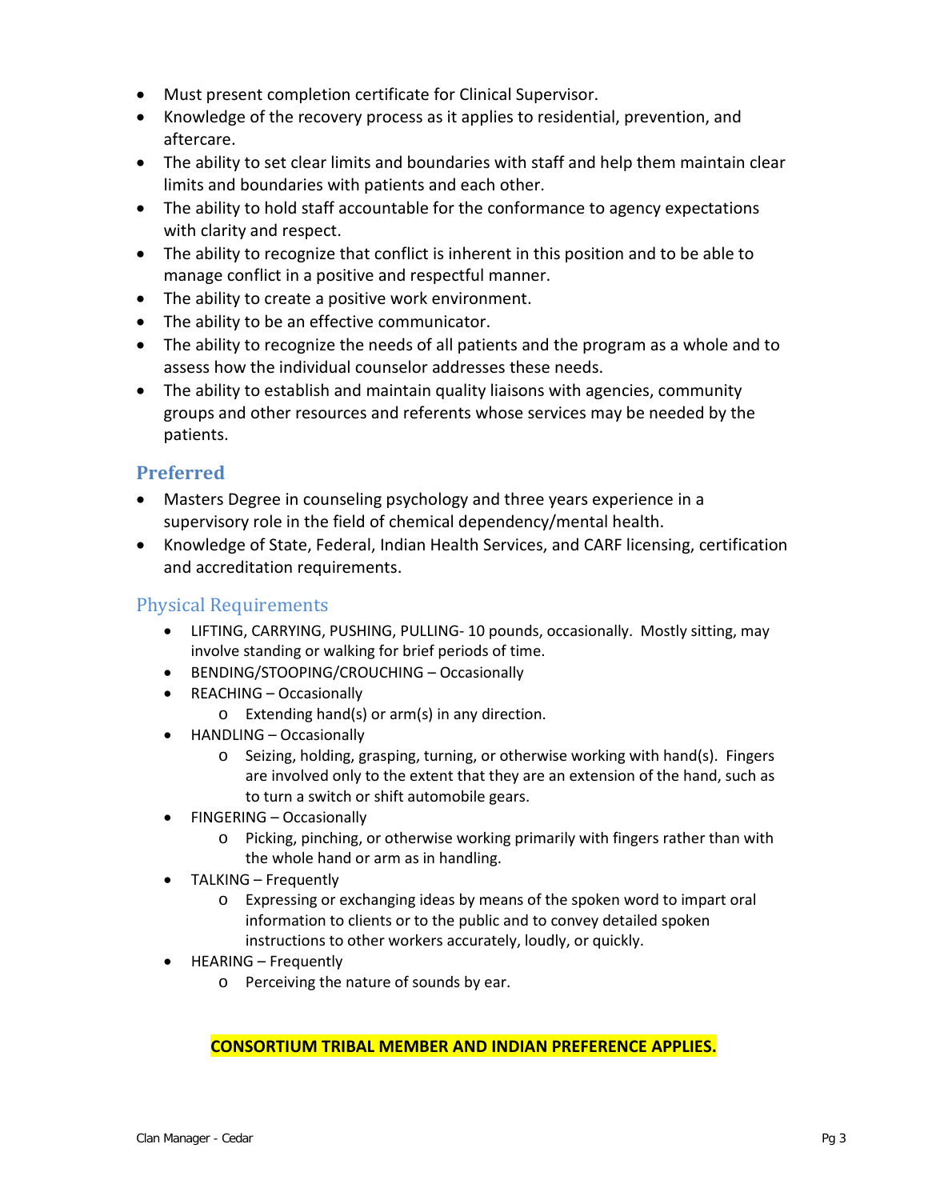- Must present completion certificate for Clinical Supervisor.
- Knowledge of the recovery process as it applies to residential, prevention, and aftercare.
- The ability to set clear limits and boundaries with staff and help them maintain clear limits and boundaries with patients and each other.
- The ability to hold staff accountable for the conformance to agency expectations with clarity and respect.
- The ability to recognize that conflict is inherent in this position and to be able to manage conflict in a positive and respectful manner.
- The ability to create a positive work environment.
- The ability to be an effective communicator.
- The ability to recognize the needs of all patients and the program as a whole and to assess how the individual counselor addresses these needs.
- The ability to establish and maintain quality liaisons with agencies, community groups and other resources and referents whose services may be needed by the patients.

## Preferred

- Masters Degree in counseling psychology and three years experience in a supervisory role in the field of chemical dependency/mental health.
- Knowledge of State, Federal, Indian Health Services, and CARF licensing, certification and accreditation requirements.

## Physical Requirements

- LIFTING, CARRYING, PUSHING, PULLING- 10 pounds, occasionally. Mostly sitting, may involve standing or walking for brief periods of time.
- BENDING/STOOPING/CROUCHING – Occasionally
- REACHING – Occasionally
  - Extending hand(s) or arm(s) in any direction.
- HANDLING – Occasionally
  - Seizing, holding, grasping, turning, or otherwise working with hand(s). Fingers are involved only to the extent that they are an extension of the hand, such as to turn a switch or shift automobile gears.
- FINGERING – Occasionally
  - Picking, pinching, or otherwise working primarily with fingers rather than with the whole hand or arm as in handling.
- TALKING – Frequently
  - Expressing or exchanging ideas by means of the spoken word to impart oral information to clients or to the public and to convey detailed spoken instructions to other workers accurately, loudly, or quickly.
- HEARING – Frequently
  - Perceiving the nature of sounds by ear.

**CONSORTIUM TRIBAL MEMBER AND INDIAN PREFERENCE APPLIES.**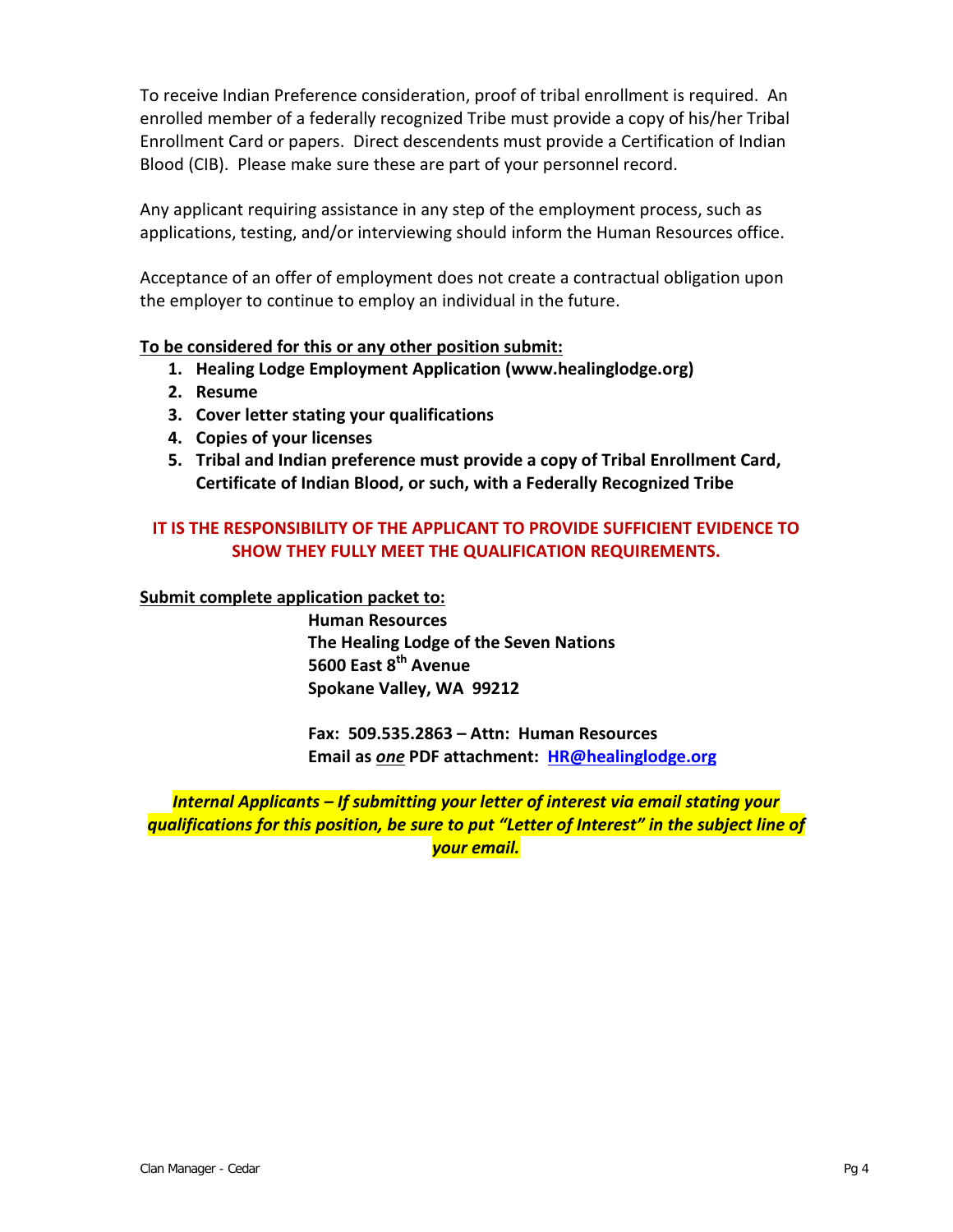To receive Indian Preference consideration, proof of tribal enrollment is required. An enrolled member of a federally recognized Tribe must provide a copy of his/her Tribal Enrollment Card or papers. Direct descendents must provide a Certification of Indian Blood (CIB). Please make sure these are part of your personnel record.

Any applicant requiring assistance in any step of the employment process, such as applications, testing, and/or interviewing should inform the Human Resources office.

Acceptance of an offer of employment does not create a contractual obligation upon the employer to continue to employ an individual in the future.

**To be considered for this or any other position submit:**

1. **Healing Lodge Employment Application (www.healinglodge.org)**
2. **Resume**
3. **Cover letter stating your qualifications**
4. **Copies of your licenses**
5. **Tribal and Indian preference must provide a copy of Tribal Enrollment Card, Certificate of Indian Blood, or such, with a Federally Recognized Tribe**

**IT IS THE RESPONSIBILITY OF THE APPLICANT TO PROVIDE SUFFICIENT EVIDENCE TO SHOW THEY FULLY MEET THE QUALIFICATION REQUIREMENTS.**

**Submit complete application packet to:**

**Human Resources**
**The Healing Lodge of the Seven Nations**
**5600 East 8th Avenue**
**Spokane Valley, WA 99212**

**Fax: 509.535.2863 – Attn: Human Resources**
**Email as *one* PDF attachment: HR@healinglodge.org**

***Internal Applicants – If submitting your letter of interest via email stating your qualifications for this position, be sure to put "Letter of Interest" in the subject line of your email.***